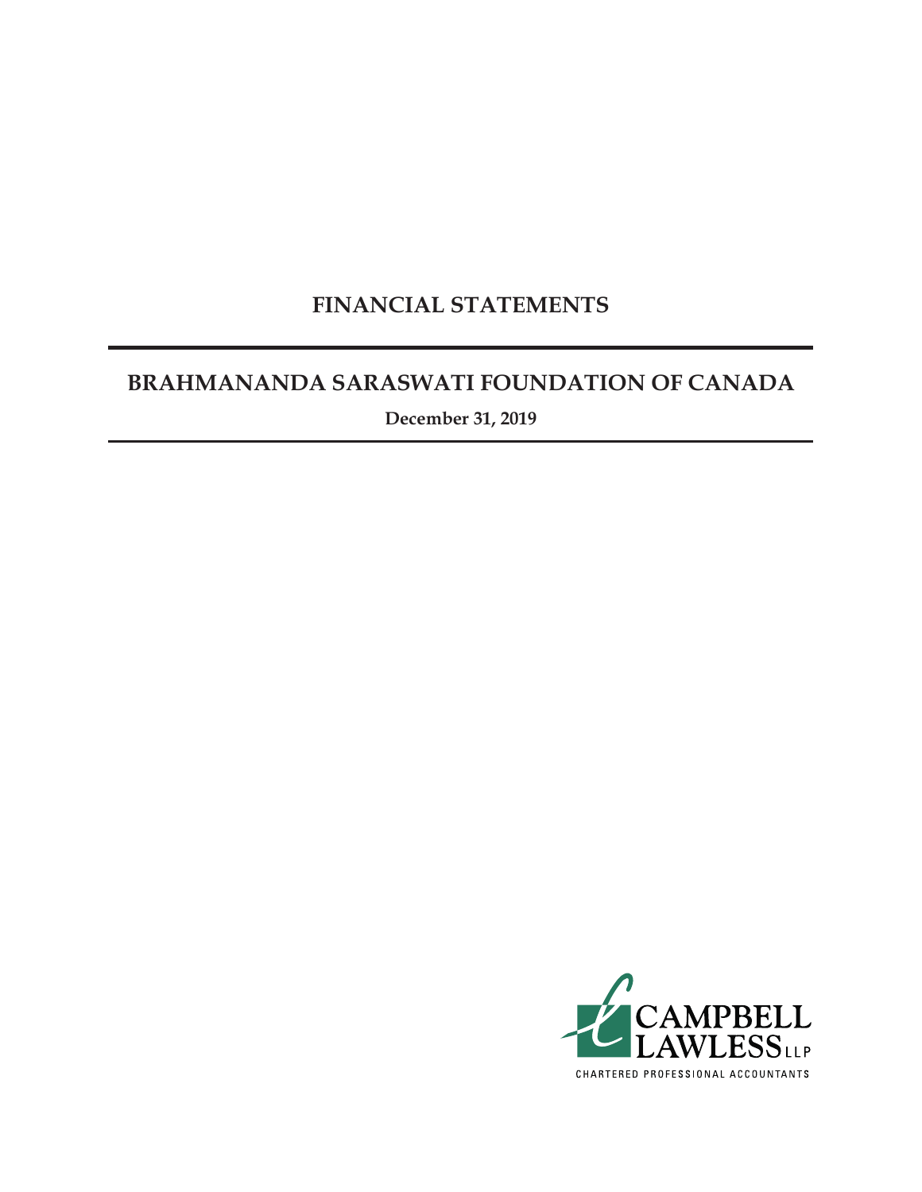# FINANCIAL STATEMENTS

## BRAHMANANDA SARASWATI FOUNDATION OF CANADA

**December 31, 2019**

CAMPBELL LAWLESS LLP

CHARTERED PROFESSIONAL ACCOUNTANTS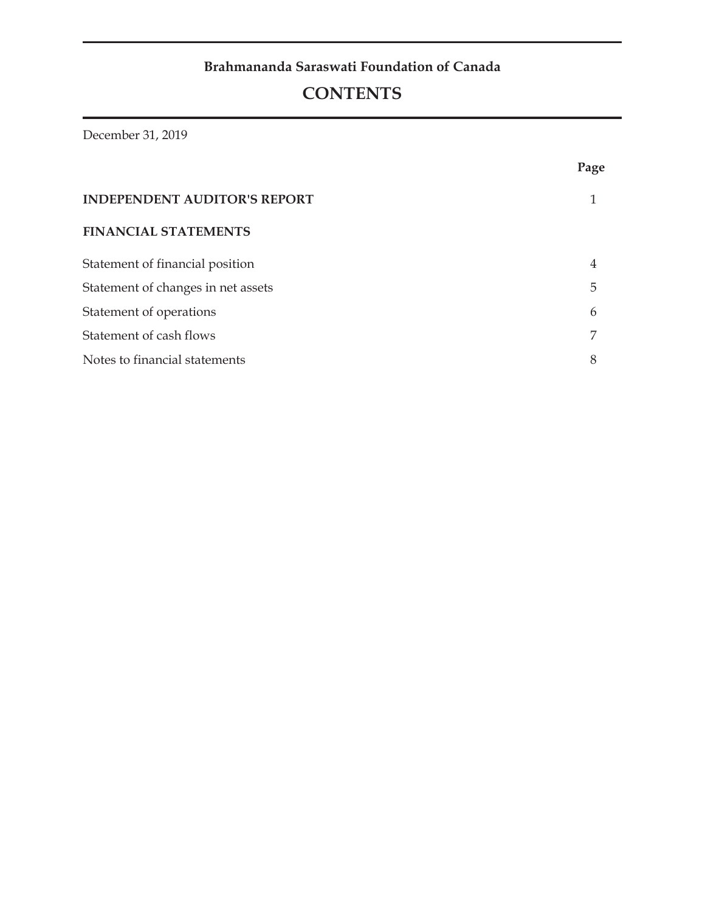**Brahmananda Saraswati Foundation of Canada**

# CONTENTS

December 31, 2019

| | Page |
|---|---|
| **INDEPENDENT AUDITOR'S REPORT** | 1 |
| **FINANCIAL STATEMENTS** | |
| Statement of financial position | 4 |
| Statement of changes in net assets | 5 |
| Statement of operations | 6 |
| Statement of cash flows | 7 |
| Notes to financial statements | 8 |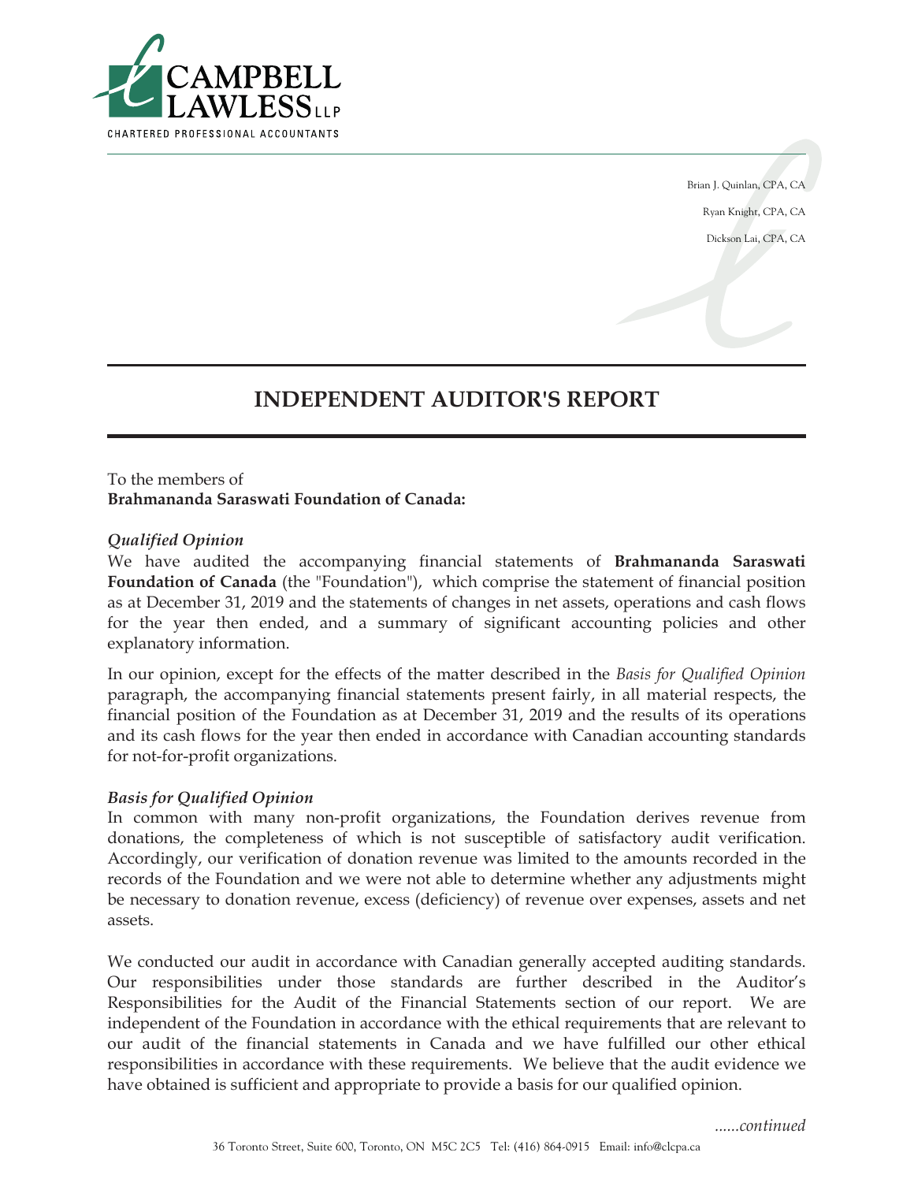CAMPBELL LAWLESS LLP

CHARTERED PROFESSIONAL ACCOUNTANTS

Brian J. Quinlan, CPA, CA

Ryan Knight, CPA, CA

Dickson Lai, CPA, CA

# INDEPENDENT AUDITOR'S REPORT

To the members of
**Brahmananda Saraswati Foundation of Canada:**

***Qualified Opinion***

We have audited the accompanying financial statements of **Brahmananda Saraswati Foundation of Canada** (the "Foundation"), which comprise the statement of financial position as at December 31, 2019 and the statements of changes in net assets, operations and cash flows for the year then ended, and a summary of significant accounting policies and other explanatory information.

In our opinion, except for the effects of the matter described in the *Basis for Qualified Opinion* paragraph, the accompanying financial statements present fairly, in all material respects, the financial position of the Foundation as at December 31, 2019 and the results of its operations and its cash flows for the year then ended in accordance with Canadian accounting standards for not-for-profit organizations.

***Basis for Qualified Opinion***

In common with many non-profit organizations, the Foundation derives revenue from donations, the completeness of which is not susceptible of satisfactory audit verification. Accordingly, our verification of donation revenue was limited to the amounts recorded in the records of the Foundation and we were not able to determine whether any adjustments might be necessary to donation revenue, excess (deficiency) of revenue over expenses, assets and net assets.

We conducted our audit in accordance with Canadian generally accepted auditing standards. Our responsibilities under those standards are further described in the Auditor's Responsibilities for the Audit of the Financial Statements section of our report. We are independent of the Foundation in accordance with the ethical requirements that are relevant to our audit of the financial statements in Canada and we have fulfilled our other ethical responsibilities in accordance with these requirements. We believe that the audit evidence we have obtained is sufficient and appropriate to provide a basis for our qualified opinion.

*......continued*

36 Toronto Street, Suite 600, Toronto, ON M5C 2C5 Tel: (416) 864-0915 Email: info@clcpa.ca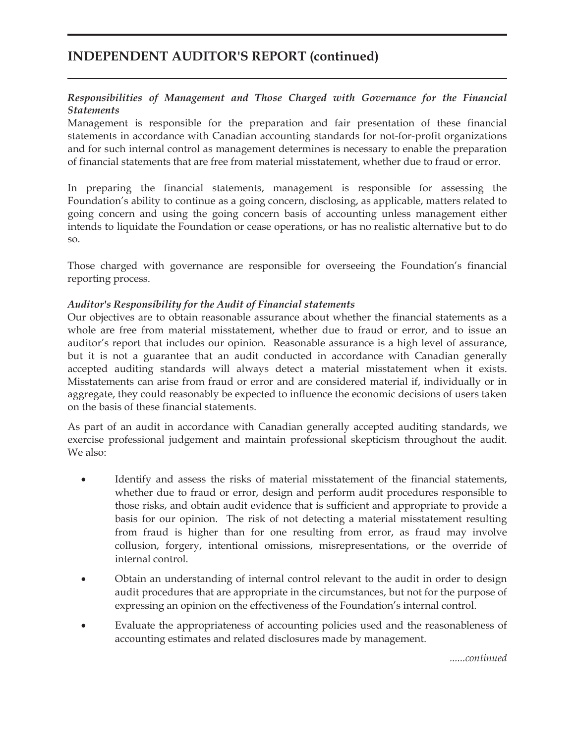# INDEPENDENT AUDITOR'S REPORT (continued)

***Responsibilities of Management and Those Charged with Governance for the Financial Statements***

Management is responsible for the preparation and fair presentation of these financial statements in accordance with Canadian accounting standards for not-for-profit organizations and for such internal control as management determines is necessary to enable the preparation of financial statements that are free from material misstatement, whether due to fraud or error.

In preparing the financial statements, management is responsible for assessing the Foundation's ability to continue as a going concern, disclosing, as applicable, matters related to going concern and using the going concern basis of accounting unless management either intends to liquidate the Foundation or cease operations, or has no realistic alternative but to do so.

Those charged with governance are responsible for overseeing the Foundation's financial reporting process.

***Auditor's Responsibility for the Audit of Financial statements***

Our objectives are to obtain reasonable assurance about whether the financial statements as a whole are free from material misstatement, whether due to fraud or error, and to issue an auditor's report that includes our opinion. Reasonable assurance is a high level of assurance, but it is not a guarantee that an audit conducted in accordance with Canadian generally accepted auditing standards will always detect a material misstatement when it exists. Misstatements can arise from fraud or error and are considered material if, individually or in aggregate, they could reasonably be expected to influence the economic decisions of users taken on the basis of these financial statements.

As part of an audit in accordance with Canadian generally accepted auditing standards, we exercise professional judgement and maintain professional skepticism throughout the audit. We also:

- Identify and assess the risks of material misstatement of the financial statements, whether due to fraud or error, design and perform audit procedures responsible to those risks, and obtain audit evidence that is sufficient and appropriate to provide a basis for our opinion. The risk of not detecting a material misstatement resulting from fraud is higher than for one resulting from error, as fraud may involve collusion, forgery, intentional omissions, misrepresentations, or the override of internal control.
- Obtain an understanding of internal control relevant to the audit in order to design audit procedures that are appropriate in the circumstances, but not for the purpose of expressing an opinion on the effectiveness of the Foundation's internal control.
- Evaluate the appropriateness of accounting policies used and the reasonableness of accounting estimates and related disclosures made by management.

*......continued*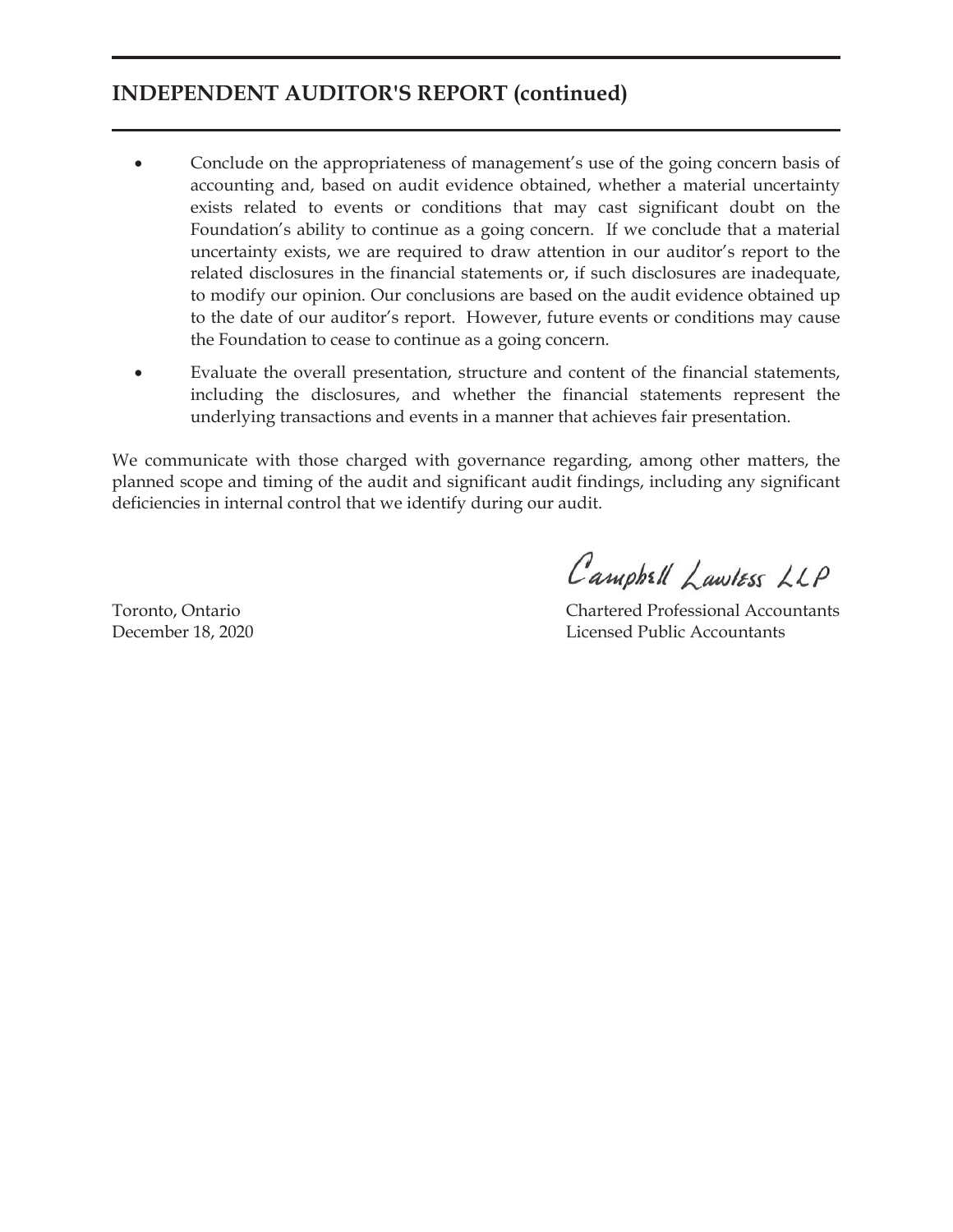## INDEPENDENT AUDITOR'S REPORT (continued)

- Conclude on the appropriateness of management's use of the going concern basis of accounting and, based on audit evidence obtained, whether a material uncertainty exists related to events or conditions that may cast significant doubt on the Foundation's ability to continue as a going concern. If we conclude that a material uncertainty exists, we are required to draw attention in our auditor's report to the related disclosures in the financial statements or, if such disclosures are inadequate, to modify our opinion. Our conclusions are based on the audit evidence obtained up to the date of our auditor's report. However, future events or conditions may cause the Foundation to cease to continue as a going concern.
- Evaluate the overall presentation, structure and content of the financial statements, including the disclosures, and whether the financial statements represent the underlying transactions and events in a manner that achieves fair presentation.

We communicate with those charged with governance regarding, among other matters, the planned scope and timing of the audit and significant audit findings, including any significant deficiencies in internal control that we identify during our audit.

Campbell Lawless LLP

Toronto, Ontario
December 18, 2020

Chartered Professional Accountants
Licensed Public Accountants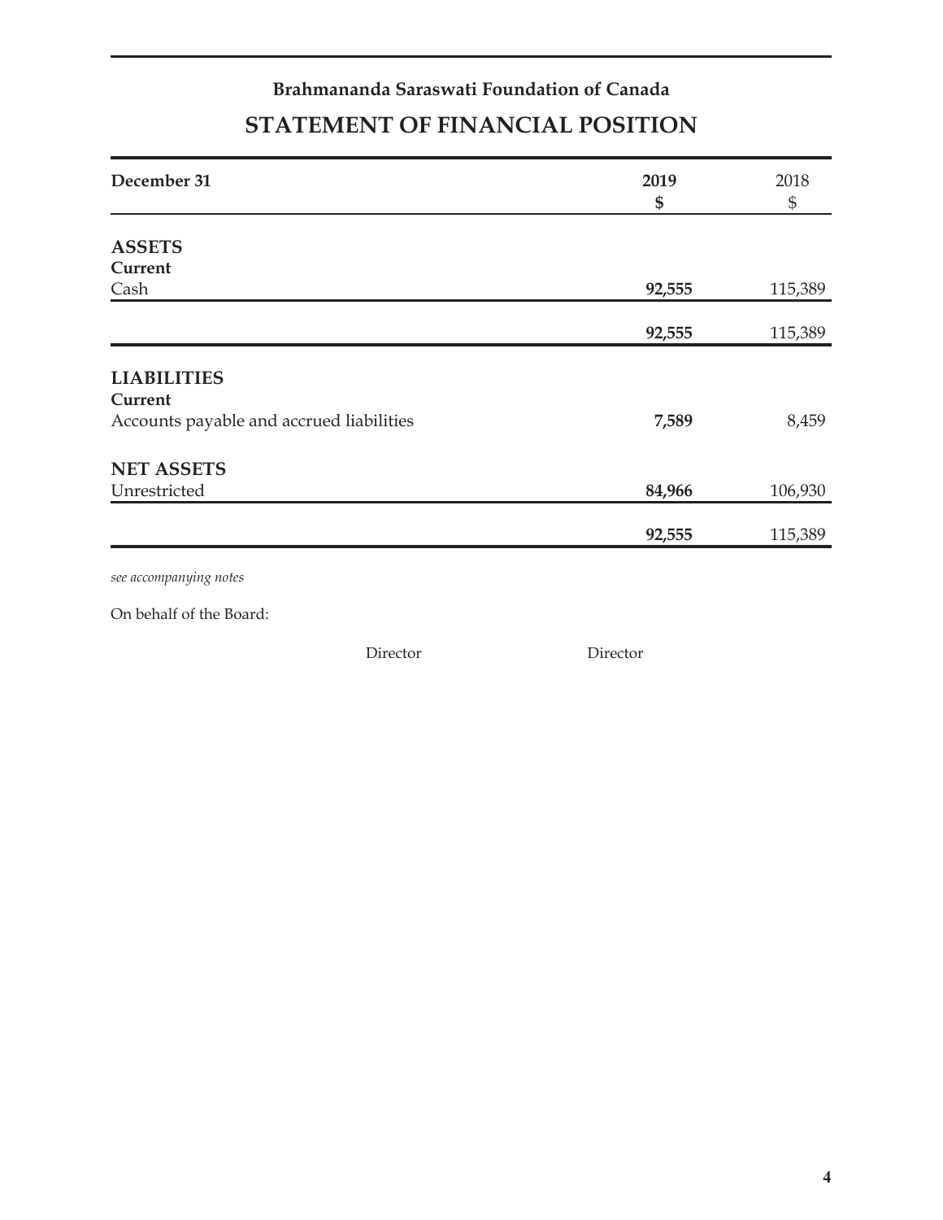**Brahmananda Saraswati Foundation of Canada**

# STATEMENT OF FINANCIAL POSITION

| December 31 | 2019<br>$ | 2018<br>$ |
|---|---|---|
| **ASSETS** | | |
| **Current** | | |
| Cash | **92,555** | 115,389 |
| | **92,555** | 115,389 |
| **LIABILITIES** | | |
| **Current** | | |
| Accounts payable and accrued liabilities | **7,589** | 8,459 |
| **NET ASSETS** | | |
| Unrestricted | **84,966** | 106,930 |
| | **92,555** | 115,389 |

*see accompanying notes*

On behalf of the Board:

Director Director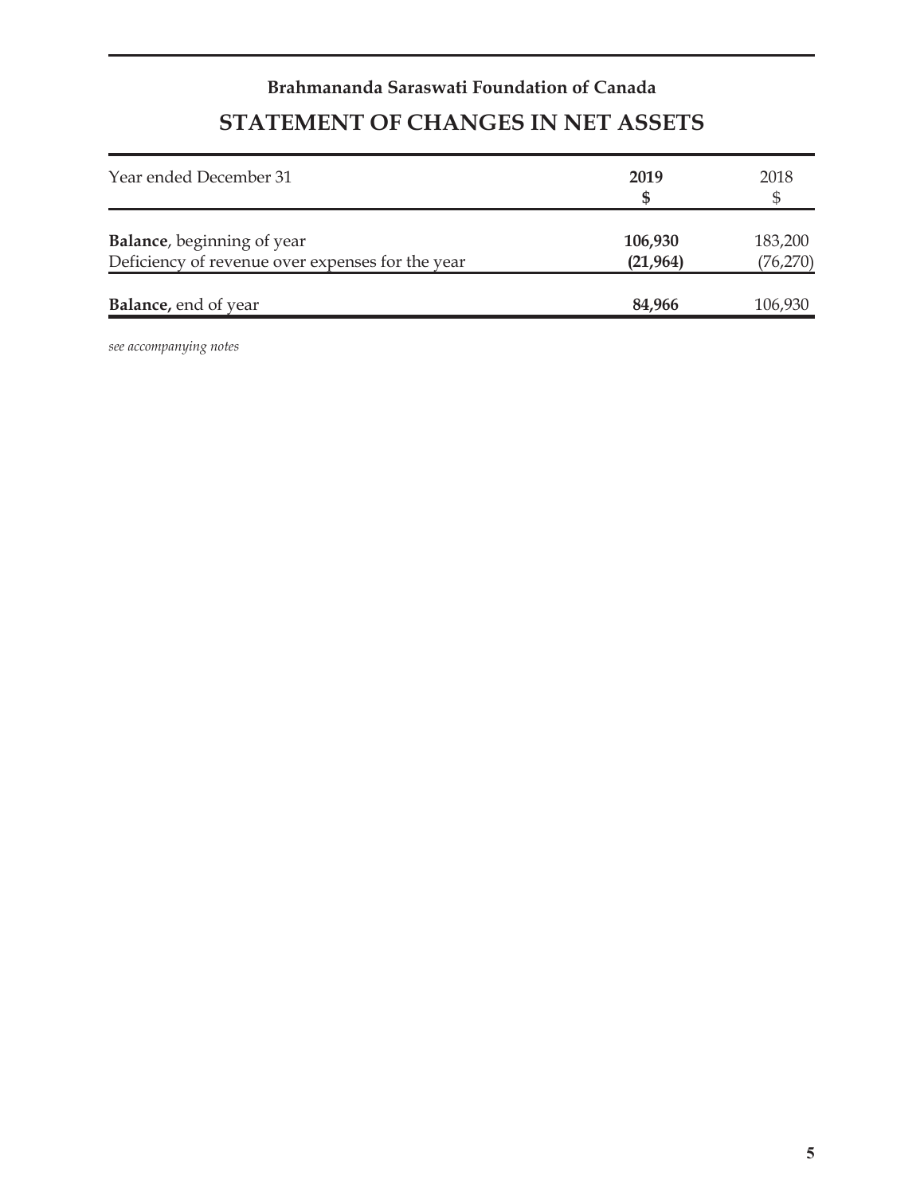**Brahmananda Saraswati Foundation of Canada**

# STATEMENT OF CHANGES IN NET ASSETS

| Year ended December 31 | **2019**<br>**$** | 2018<br>$ |
|---|---|---|
| **Balance**, beginning of year | **106,930** | 183,200 |
| Deficiency of revenue over expenses for the year | **(21,964)** | (76,270) |
| **Balance,** end of year | **84,966** | 106,930 |

*see accompanying notes*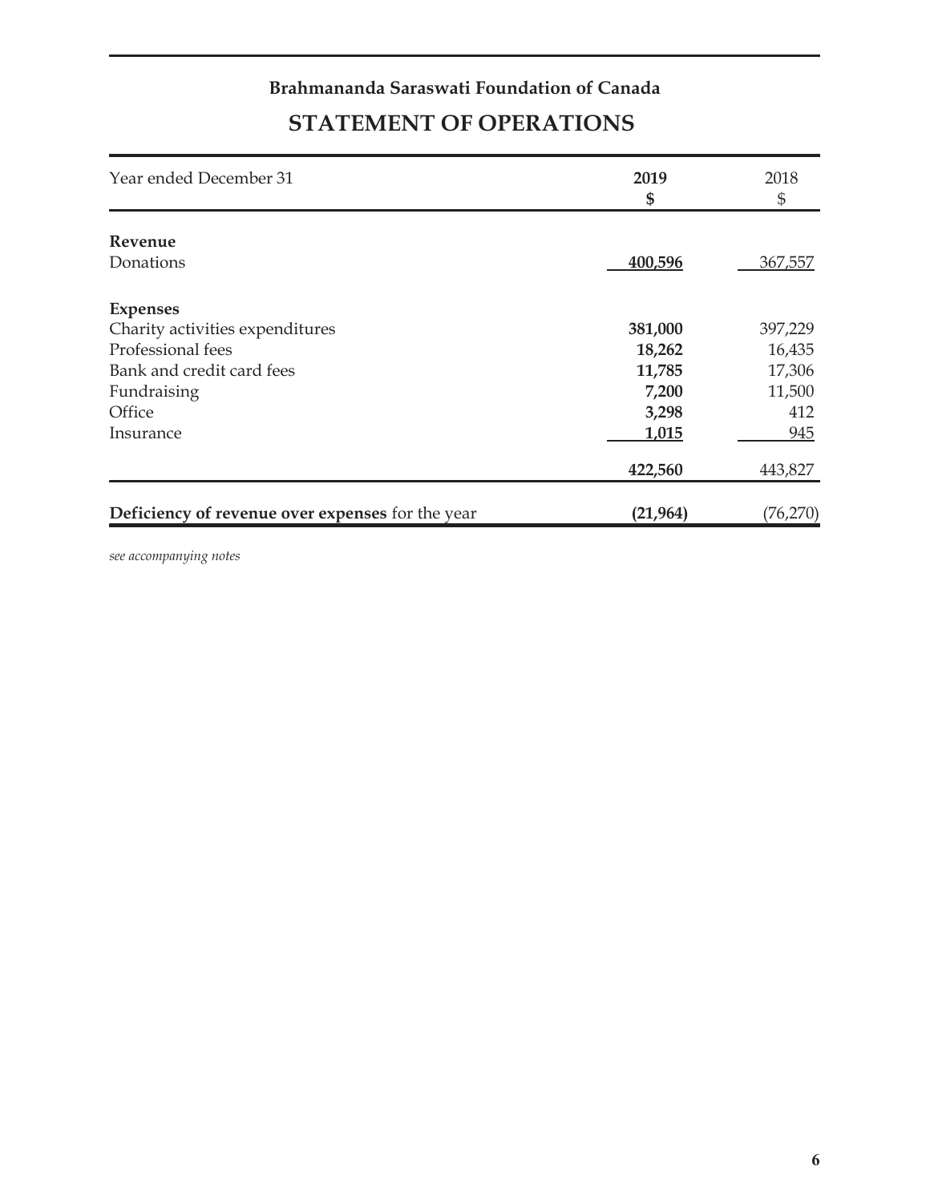**Brahmananda Saraswati Foundation of Canada**

# STATEMENT OF OPERATIONS

| Year ended December 31 | **2019** **$** | 2018 $ |
|---|---|---|
| **Revenue** | | |
| Donations | **400,596** | 367,557 |
| **Expenses** | | |
| Charity activities expenditures | **381,000** | 397,229 |
| Professional fees | **18,262** | 16,435 |
| Bank and credit card fees | **11,785** | 17,306 |
| Fundraising | **7,200** | 11,500 |
| Office | **3,298** | 412 |
| Insurance | **1,015** | 945 |
| | **422,560** | 443,827 |
| **Deficiency of revenue over expenses** for the year | **(21,964)** | (76,270) |

*see accompanying notes*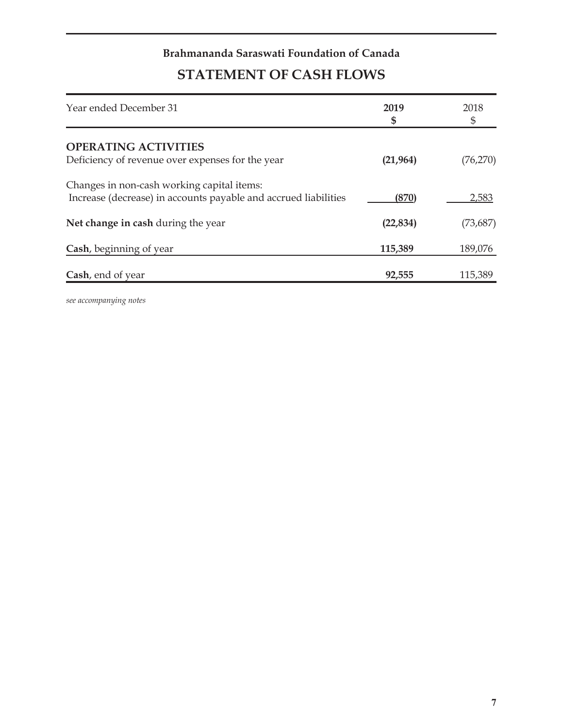**Brahmananda Saraswati Foundation of Canada**

# STATEMENT OF CASH FLOWS

| Year ended December 31 | **2019** **$** | 2018 $ |
|---|---|---|
| **OPERATING ACTIVITIES** | | |
| Deficiency of revenue over expenses for the year | **(21,964)** | (76,270) |
| Changes in non-cash working capital items: | | |
| Increase (decrease) in accounts payable and accrued liabilities | **(870)** | 2,583 |
| **Net change in cash** during the year | **(22,834)** | (73,687) |
| **Cash**, beginning of year | **115,389** | 189,076 |
| **Cash**, end of year | **92,555** | 115,389 |

*see accompanying notes*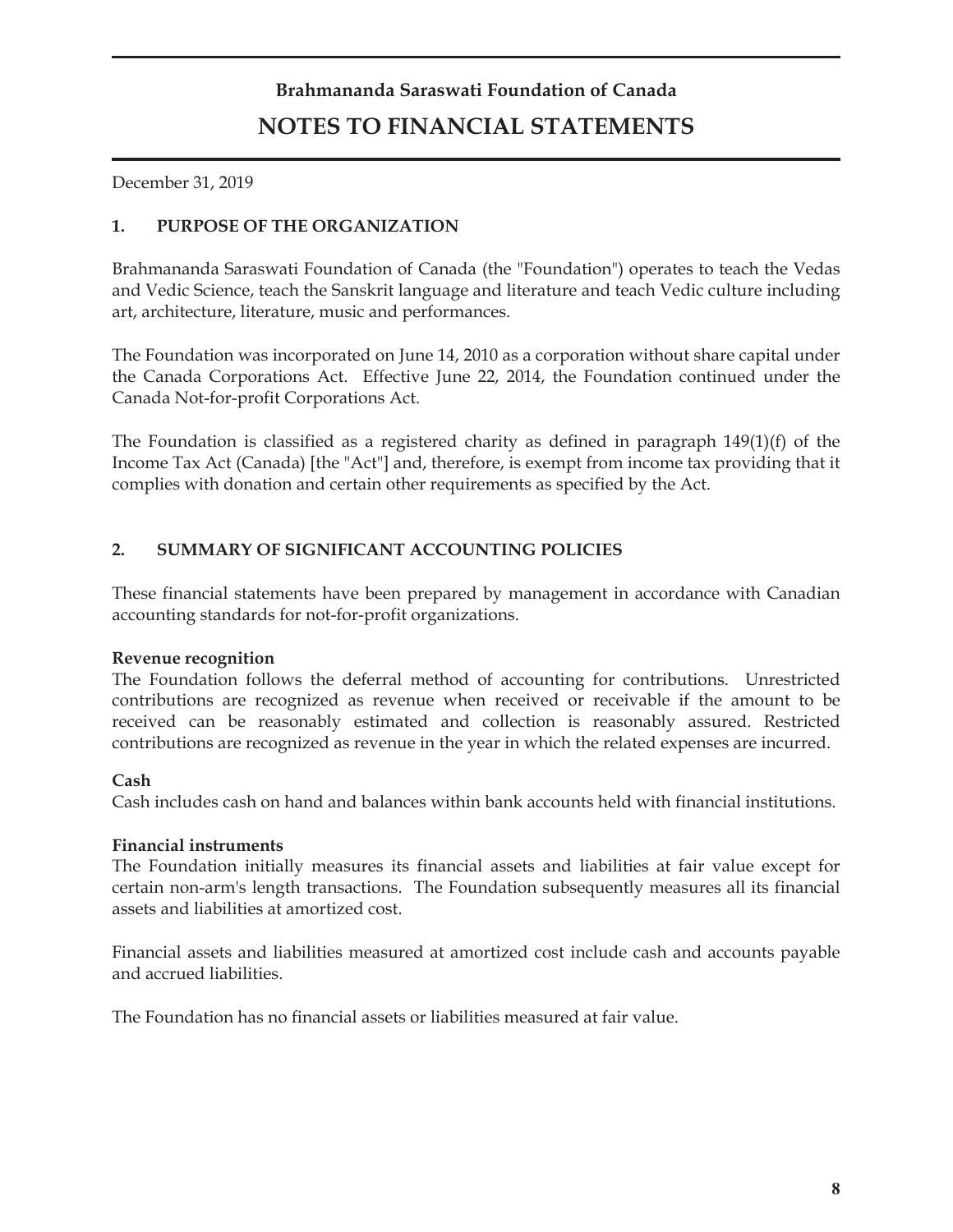# Brahmananda Saraswati Foundation of Canada

## NOTES TO FINANCIAL STATEMENTS

December 31, 2019

### 1. PURPOSE OF THE ORGANIZATION

Brahmananda Saraswati Foundation of Canada (the "Foundation") operates to teach the Vedas and Vedic Science, teach the Sanskrit language and literature and teach Vedic culture including art, architecture, literature, music and performances.

The Foundation was incorporated on June 14, 2010 as a corporation without share capital under the Canada Corporations Act. Effective June 22, 2014, the Foundation continued under the Canada Not-for-profit Corporations Act.

The Foundation is classified as a registered charity as defined in paragraph 149(1)(f) of the Income Tax Act (Canada) [the "Act"] and, therefore, is exempt from income tax providing that it complies with donation and certain other requirements as specified by the Act.

### 2. SUMMARY OF SIGNIFICANT ACCOUNTING POLICIES

These financial statements have been prepared by management in accordance with Canadian accounting standards for not-for-profit organizations.

**Revenue recognition**
The Foundation follows the deferral method of accounting for contributions. Unrestricted contributions are recognized as revenue when received or receivable if the amount to be received can be reasonably estimated and collection is reasonably assured. Restricted contributions are recognized as revenue in the year in which the related expenses are incurred.

**Cash**
Cash includes cash on hand and balances within bank accounts held with financial institutions.

**Financial instruments**
The Foundation initially measures its financial assets and liabilities at fair value except for certain non-arm's length transactions. The Foundation subsequently measures all its financial assets and liabilities at amortized cost.

Financial assets and liabilities measured at amortized cost include cash and accounts payable and accrued liabilities.

The Foundation has no financial assets or liabilities measured at fair value.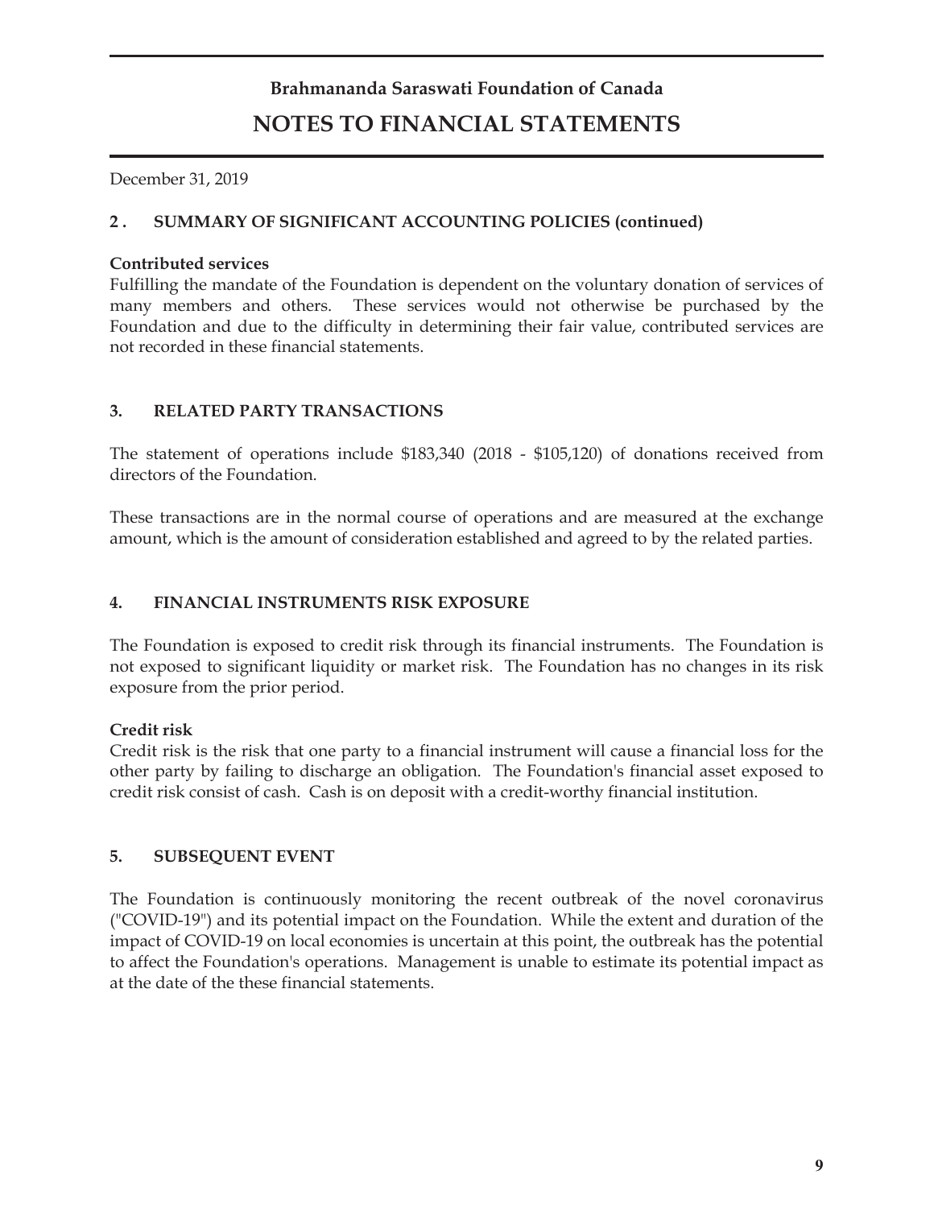**Brahmananda Saraswati Foundation of Canada**

# NOTES TO FINANCIAL STATEMENTS

December 31, 2019

## 2 . SUMMARY OF SIGNIFICANT ACCOUNTING POLICIES (continued)

**Contributed services**

Fulfilling the mandate of the Foundation is dependent on the voluntary donation of services of many members and others. These services would not otherwise be purchased by the Foundation and due to the difficulty in determining their fair value, contributed services are not recorded in these financial statements.

## 3. RELATED PARTY TRANSACTIONS

The statement of operations include $183,340 (2018 - $105,120) of donations received from directors of the Foundation.

These transactions are in the normal course of operations and are measured at the exchange amount, which is the amount of consideration established and agreed to by the related parties.

## 4. FINANCIAL INSTRUMENTS RISK EXPOSURE

The Foundation is exposed to credit risk through its financial instruments. The Foundation is not exposed to significant liquidity or market risk. The Foundation has no changes in its risk exposure from the prior period.

**Credit risk**

Credit risk is the risk that one party to a financial instrument will cause a financial loss for the other party by failing to discharge an obligation. The Foundation's financial asset exposed to credit risk consist of cash. Cash is on deposit with a credit-worthy financial institution.

## 5. SUBSEQUENT EVENT

The Foundation is continuously monitoring the recent outbreak of the novel coronavirus ("COVID-19") and its potential impact on the Foundation. While the extent and duration of the impact of COVID-19 on local economies is uncertain at this point, the outbreak has the potential to affect the Foundation's operations. Management is unable to estimate its potential impact as at the date of the these financial statements.